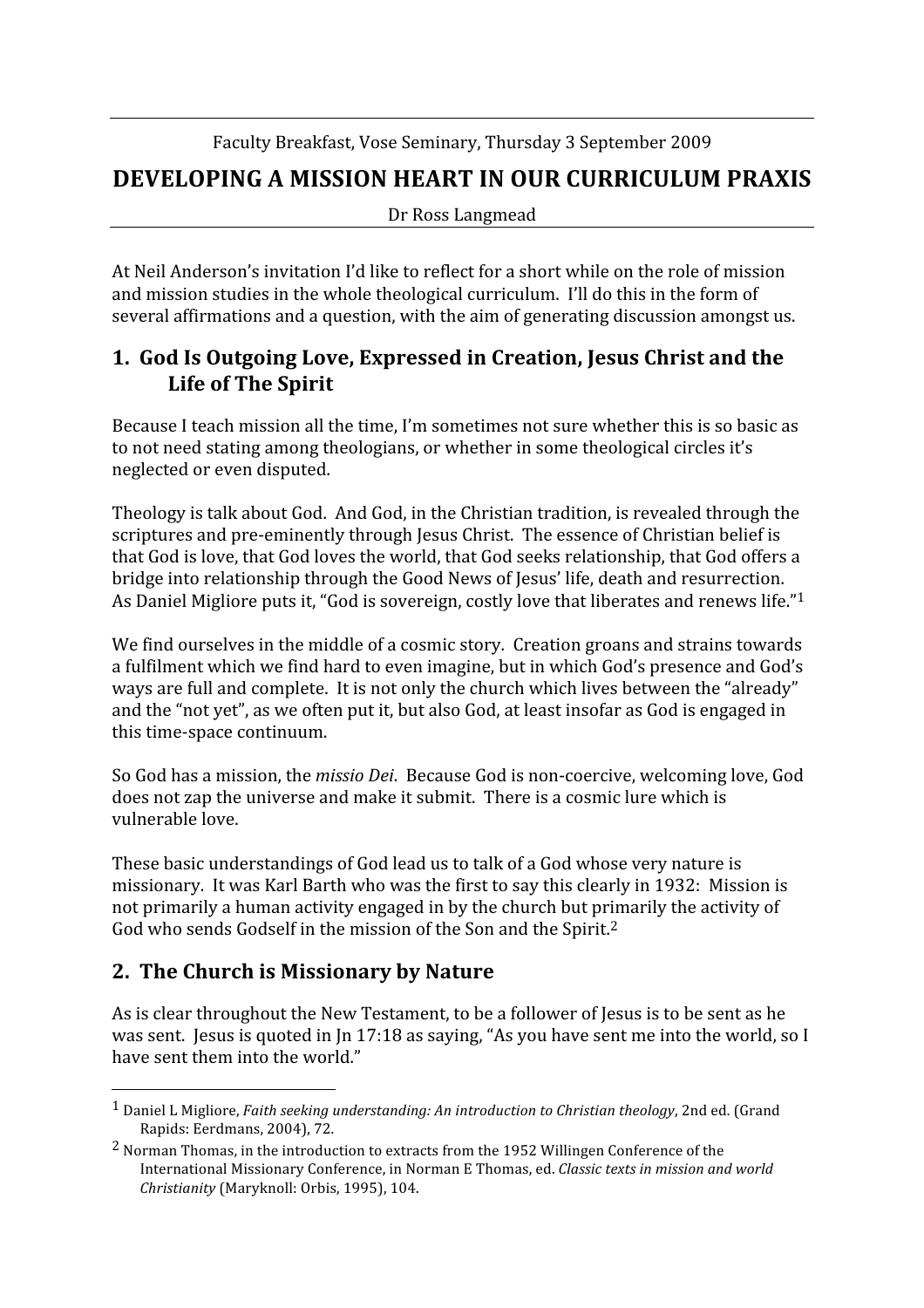Faculty Breakfast, Vose Seminary, Thursday 3 September 2009

# DEVELOPING A MISSION HEART IN OUR CURRICULUM PRAXIS

Dr Ross Langmead

At Neil Anderson's invitation I'd like to reflect for a short while on the role of mission and mission studies in the whole theological curriculum. I'll do this in the form of several affirmations and a question, with the aim of generating discussion amongst us.

## 1. God Is Outgoing Love, Expressed in Creation, Jesus Christ and the Life of The Spirit

Because I teach mission all the time, I'm sometimes not sure whether this is so basic as to not need stating among theologians, or whether in some theological circles it's neglected or even disputed.

Theology is talk about God. And God, in the Christian tradition, is revealed through the scriptures and pre-eminently through Jesus Christ. The essence of Christian belief is that God is love, that God loves the world, that God seeks relationship, that God offers a bridge into relationship through the Good News of Jesus' life, death and resurrection. As Daniel Migliore puts it, "God is sovereign, costly love that liberates and renews life."[1]

We find ourselves in the middle of a cosmic story. Creation groans and strains towards a fulfilment which we find hard to even imagine, but in which God's presence and God's ways are full and complete. It is not only the church which lives between the "already" and the "not yet", as we often put it, but also God, at least insofar as God is engaged in this time-space continuum.

So God has a mission, the *missio Dei*. Because God is non-coercive, welcoming love, God does not zap the universe and make it submit. There is a cosmic lure which is vulnerable love.

These basic understandings of God lead us to talk of a God whose very nature is missionary. It was Karl Barth who was the first to say this clearly in 1932: Mission is not primarily a human activity engaged in by the church but primarily the activity of God who sends Godself in the mission of the Son and the Spirit.[2]

## 2. The Church is Missionary by Nature

As is clear throughout the New Testament, to be a follower of Jesus is to be sent as he was sent. Jesus is quoted in Jn 17:18 as saying, "As you have sent me into the world, so I have sent them into the world."

---

[1] Daniel L Migliore, *Faith seeking understanding: An introduction to Christian theology*, 2nd ed. (Grand Rapids: Eerdmans, 2004), 72.

[2] Norman Thomas, in the introduction to extracts from the 1952 Willingen Conference of the International Missionary Conference, in Norman E Thomas, ed. *Classic texts in mission and world Christianity* (Maryknoll: Orbis, 1995), 104.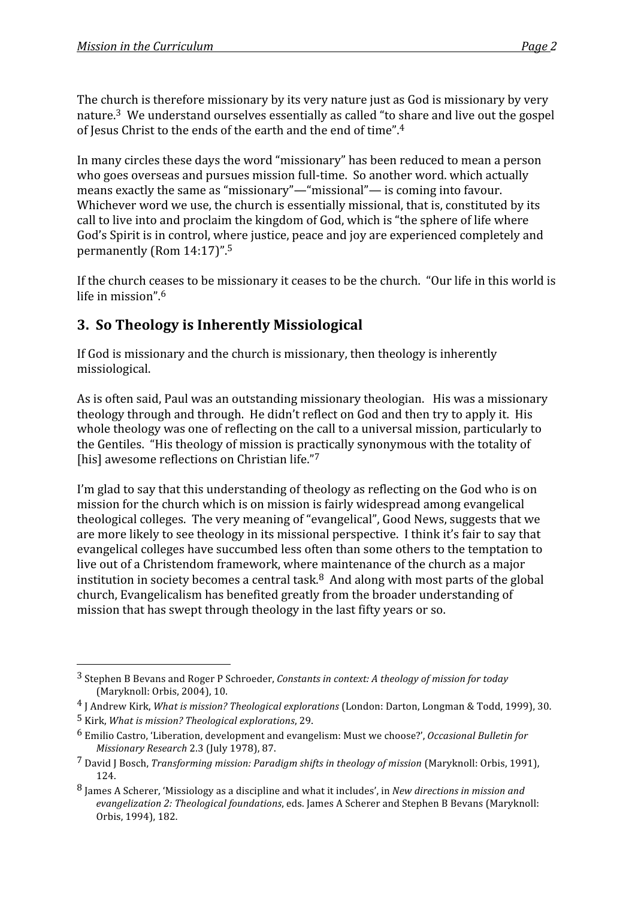The church is therefore missionary by its very nature just as God is missionary by very nature.[3] We understand ourselves essentially as called "to share and live out the gospel of Jesus Christ to the ends of the earth and the end of time".[4]

In many circles these days the word "missionary" has been reduced to mean a person who goes overseas and pursues mission full-time. So another word. which actually means exactly the same as "missionary"—"missional"— is coming into favour. Whichever word we use, the church is essentially missional, that is, constituted by its call to live into and proclaim the kingdom of God, which is "the sphere of life where God's Spirit is in control, where justice, peace and joy are experienced completely and permanently (Rom 14:17)".[5]

If the church ceases to be missionary it ceases to be the church. "Our life in this world is life in mission".[6]

## 3. So Theology is Inherently Missiological

If God is missionary and the church is missionary, then theology is inherently missiological.

As is often said, Paul was an outstanding missionary theologian. His was a missionary theology through and through. He didn't reflect on God and then try to apply it. His whole theology was one of reflecting on the call to a universal mission, particularly to the Gentiles. "His theology of mission is practically synonymous with the totality of [his] awesome reflections on Christian life."[7]

I'm glad to say that this understanding of theology as reflecting on the God who is on mission for the church which is on mission is fairly widespread among evangelical theological colleges. The very meaning of "evangelical", Good News, suggests that we are more likely to see theology in its missional perspective. I think it's fair to say that evangelical colleges have succumbed less often than some others to the temptation to live out of a Christendom framework, where maintenance of the church as a major institution in society becomes a central task.[8] And along with most parts of the global church, Evangelicalism has benefited greatly from the broader understanding of mission that has swept through theology in the last fifty years or so.

---

[3] Stephen B Bevans and Roger P Schroeder, *Constants in context: A theology of mission for today* (Maryknoll: Orbis, 2004), 10.

[4] J Andrew Kirk, *What is mission? Theological explorations* (London: Darton, Longman & Todd, 1999), 30.

[5] Kirk, *What is mission? Theological explorations*, 29.

[6] Emilio Castro, 'Liberation, development and evangelism: Must we choose?', *Occasional Bulletin for Missionary Research* 2.3 (July 1978), 87.

[7] David J Bosch, *Transforming mission: Paradigm shifts in theology of mission* (Maryknoll: Orbis, 1991), 124.

[8] James A Scherer, 'Missiology as a discipline and what it includes', in *New directions in mission and evangelization 2: Theological foundations*, eds. James A Scherer and Stephen B Bevans (Maryknoll: Orbis, 1994), 182.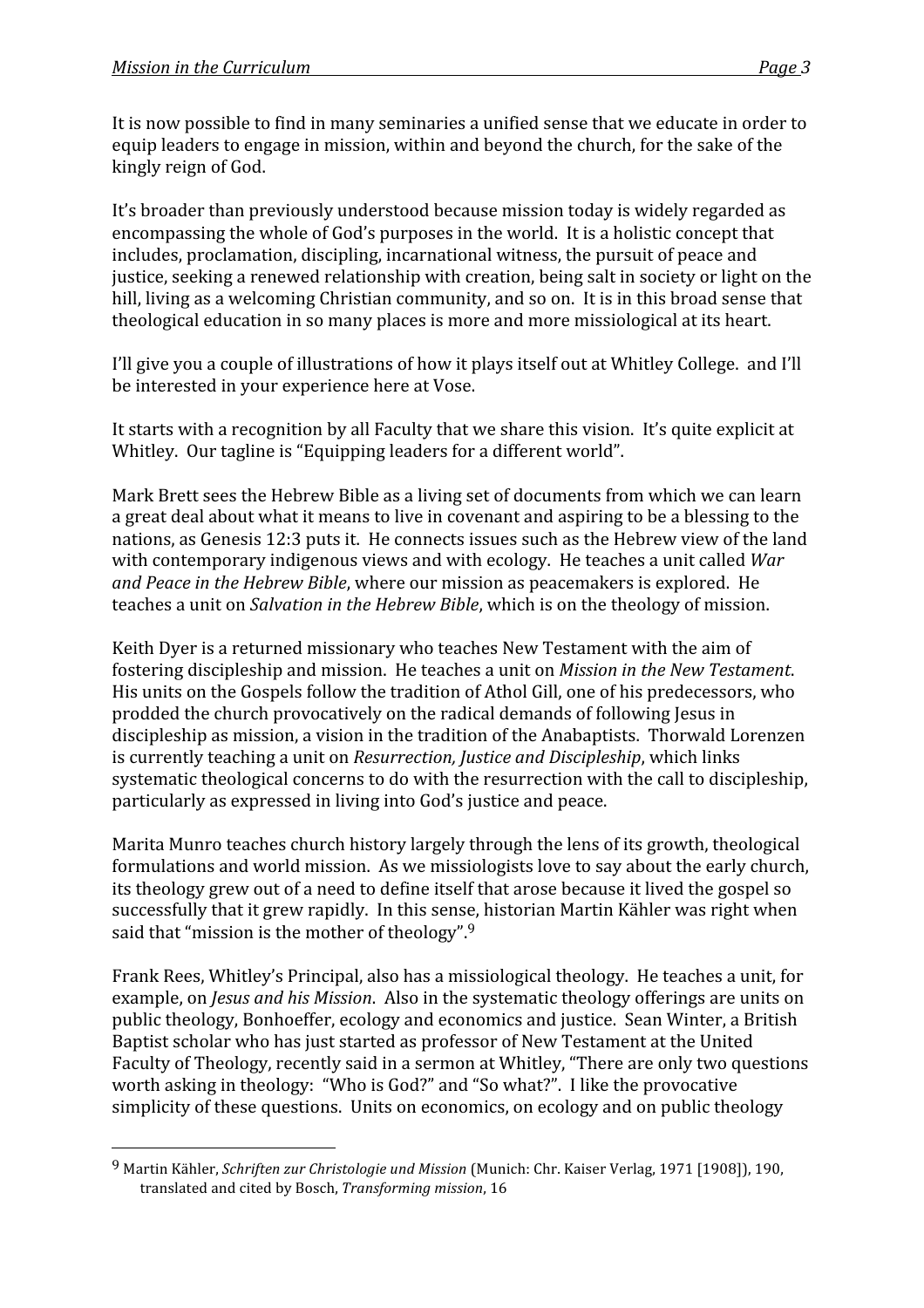It is now possible to find in many seminaries a unified sense that we educate in order to equip leaders to engage in mission, within and beyond the church, for the sake of the kingly reign of God.

It's broader than previously understood because mission today is widely regarded as encompassing the whole of God's purposes in the world. It is a holistic concept that includes, proclamation, discipling, incarnational witness, the pursuit of peace and justice, seeking a renewed relationship with creation, being salt in society or light on the hill, living as a welcoming Christian community, and so on. It is in this broad sense that theological education in so many places is more and more missiological at its heart.

I'll give you a couple of illustrations of how it plays itself out at Whitley College. and I'll be interested in your experience here at Vose.

It starts with a recognition by all Faculty that we share this vision. It's quite explicit at Whitley. Our tagline is "Equipping leaders for a different world".

Mark Brett sees the Hebrew Bible as a living set of documents from which we can learn a great deal about what it means to live in covenant and aspiring to be a blessing to the nations, as Genesis 12:3 puts it. He connects issues such as the Hebrew view of the land with contemporary indigenous views and with ecology. He teaches a unit called *War and Peace in the Hebrew Bible*, where our mission as peacemakers is explored. He teaches a unit on *Salvation in the Hebrew Bible*, which is on the theology of mission.

Keith Dyer is a returned missionary who teaches New Testament with the aim of fostering discipleship and mission. He teaches a unit on *Mission in the New Testament*. His units on the Gospels follow the tradition of Athol Gill, one of his predecessors, who prodded the church provocatively on the radical demands of following Jesus in discipleship as mission, a vision in the tradition of the Anabaptists. Thorwald Lorenzen is currently teaching a unit on *Resurrection, Justice and Discipleship*, which links systematic theological concerns to do with the resurrection with the call to discipleship, particularly as expressed in living into God's justice and peace.

Marita Munro teaches church history largely through the lens of its growth, theological formulations and world mission. As we missiologists love to say about the early church, its theology grew out of a need to define itself that arose because it lived the gospel so successfully that it grew rapidly. In this sense, historian Martin Kähler was right when said that "mission is the mother of theology".[9]

Frank Rees, Whitley's Principal, also has a missiological theology. He teaches a unit, for example, on *Jesus and his Mission*. Also in the systematic theology offerings are units on public theology, Bonhoeffer, ecology and economics and justice. Sean Winter, a British Baptist scholar who has just started as professor of New Testament at the United Faculty of Theology, recently said in a sermon at Whitley, "There are only two questions worth asking in theology: "Who is God?" and "So what?". I like the provocative simplicity of these questions. Units on economics, on ecology and on public theology

---

[9] Martin Kähler, *Schriften zur Christologie und Mission* (Munich: Chr. Kaiser Verlag, 1971 [1908]), 190, translated and cited by Bosch, *Transforming mission*, 16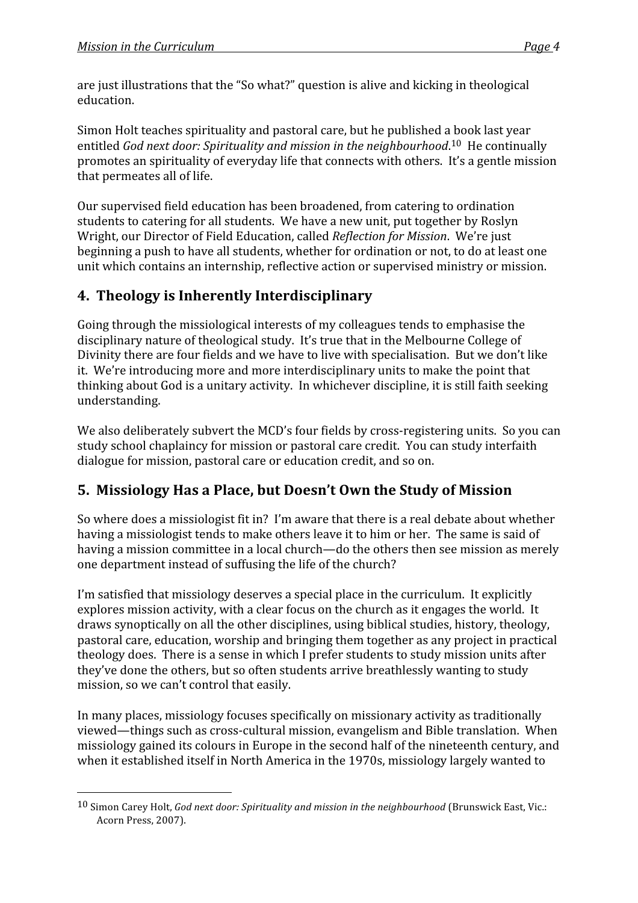are just illustrations that the "So what?" question is alive and kicking in theological education.

Simon Holt teaches spirituality and pastoral care, but he published a book last year entitled *God next door: Spirituality and mission in the neighbourhood*.[10] He continually promotes an spirituality of everyday life that connects with others. It's a gentle mission that permeates all of life.

Our supervised field education has been broadened, from catering to ordination students to catering for all students. We have a new unit, put together by Roslyn Wright, our Director of Field Education, called *Reflection for Mission*. We're just beginning a push to have all students, whether for ordination or not, to do at least one unit which contains an internship, reflective action or supervised ministry or mission.

## 4. Theology is Inherently Interdisciplinary

Going through the missiological interests of my colleagues tends to emphasise the disciplinary nature of theological study. It's true that in the Melbourne College of Divinity there are four fields and we have to live with specialisation. But we don't like it. We're introducing more and more interdisciplinary units to make the point that thinking about God is a unitary activity. In whichever discipline, it is still faith seeking understanding.

We also deliberately subvert the MCD's four fields by cross-registering units. So you can study school chaplaincy for mission or pastoral care credit. You can study interfaith dialogue for mission, pastoral care or education credit, and so on.

## 5. Missiology Has a Place, but Doesn't Own the Study of Mission

So where does a missiologist fit in? I'm aware that there is a real debate about whether having a missiologist tends to make others leave it to him or her. The same is said of having a mission committee in a local church—do the others then see mission as merely one department instead of suffusing the life of the church?

I'm satisfied that missiology deserves a special place in the curriculum. It explicitly explores mission activity, with a clear focus on the church as it engages the world. It draws synoptically on all the other disciplines, using biblical studies, history, theology, pastoral care, education, worship and bringing them together as any project in practical theology does. There is a sense in which I prefer students to study mission units after they've done the others, but so often students arrive breathlessly wanting to study mission, so we can't control that easily.

In many places, missiology focuses specifically on missionary activity as traditionally viewed—things such as cross-cultural mission, evangelism and Bible translation. When missiology gained its colours in Europe in the second half of the nineteenth century, and when it established itself in North America in the 1970s, missiology largely wanted to

---

[10] Simon Carey Holt, *God next door: Spirituality and mission in the neighbourhood* (Brunswick East, Vic.: Acorn Press, 2007).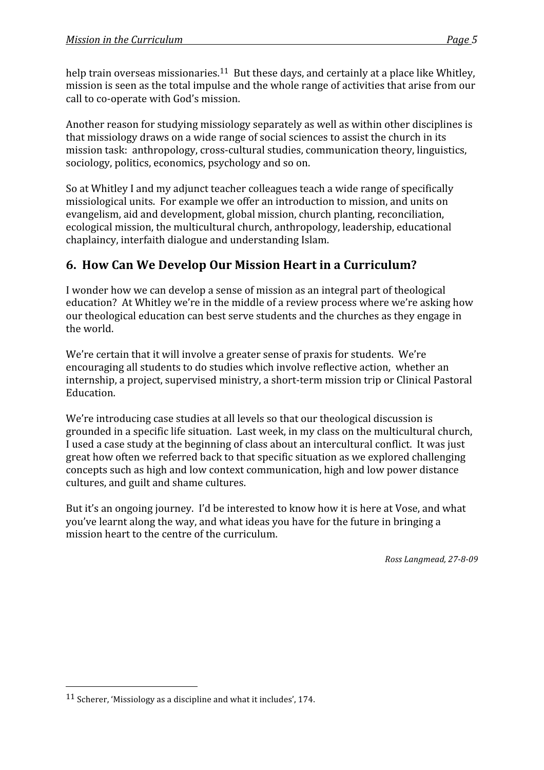help train overseas missionaries.[11] But these days, and certainly at a place like Whitley, mission is seen as the total impulse and the whole range of activities that arise from our call to co-operate with God's mission.

Another reason for studying missiology separately as well as within other disciplines is that missiology draws on a wide range of social sciences to assist the church in its mission task: anthropology, cross-cultural studies, communication theory, linguistics, sociology, politics, economics, psychology and so on.

So at Whitley I and my adjunct teacher colleagues teach a wide range of specifically missiological units. For example we offer an introduction to mission, and units on evangelism, aid and development, global mission, church planting, reconciliation, ecological mission, the multicultural church, anthropology, leadership, educational chaplaincy, interfaith dialogue and understanding Islam.

## 6. How Can We Develop Our Mission Heart in a Curriculum?

I wonder how we can develop a sense of mission as an integral part of theological education? At Whitley we're in the middle of a review process where we're asking how our theological education can best serve students and the churches as they engage in the world.

We're certain that it will involve a greater sense of praxis for students. We're encouraging all students to do studies which involve reflective action, whether an internship, a project, supervised ministry, a short-term mission trip or Clinical Pastoral Education.

We're introducing case studies at all levels so that our theological discussion is grounded in a specific life situation. Last week, in my class on the multicultural church, I used a case study at the beginning of class about an intercultural conflict. It was just great how often we referred back to that specific situation as we explored challenging concepts such as high and low context communication, high and low power distance cultures, and guilt and shame cultures.

But it's an ongoing journey. I'd be interested to know how it is here at Vose, and what you've learnt along the way, and what ideas you have for the future in bringing a mission heart to the centre of the curriculum.

*Ross Langmead, 27-8-09*

---

[11] Scherer, 'Missiology as a discipline and what it includes', 174.